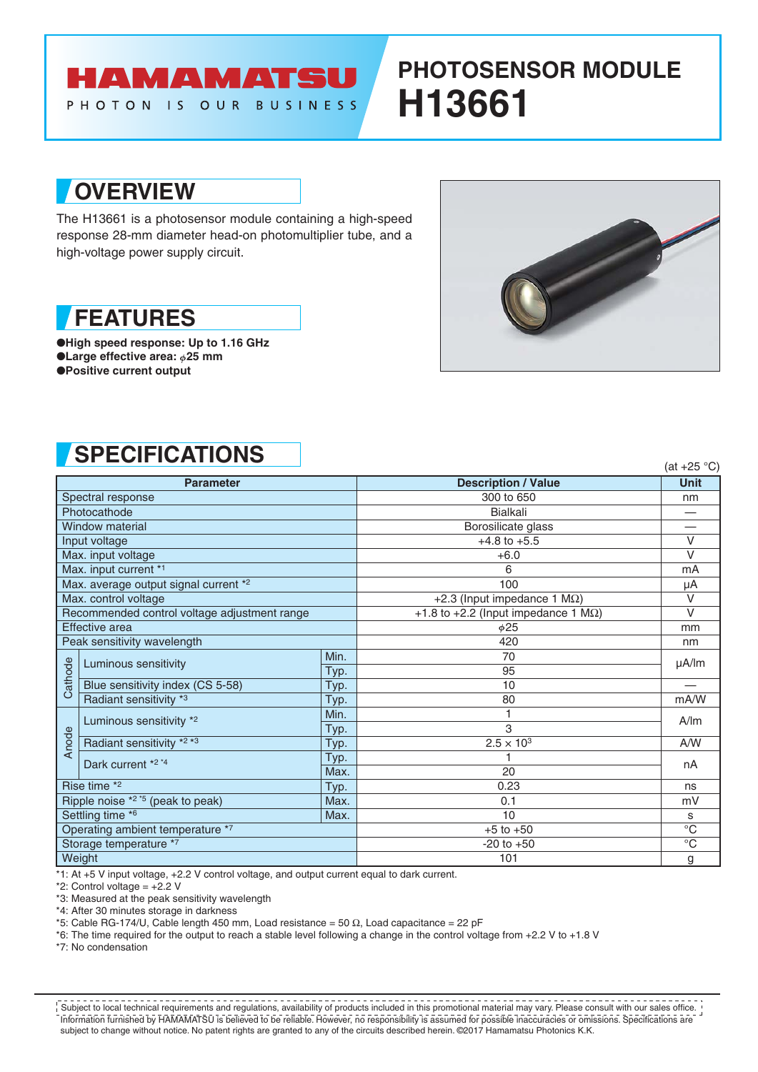HAMAMATSU

PHOTON IS OUR BUSINESS

# PHOTOSENSOR MODULE H13661

## OVERVIEW

The H13661 is a photosensor module containing a high-speed response 28-mm diameter head-on photomultiplier tube, and a high-voltage power supply circuit.

## FEATURES

- **High speed response: Up to 1.16 GHz**
- **Large effective area: ϕ25 mm**
- **Positive current output**

## SPECIFICATIONS

(at +25 °C)

| Parameter | | | Description / Value | Unit |
|---|---|---|---|---|
| Spectral response | | | 300 to 650 | nm |
| Photocathode | | | Bialkali | — |
| Window material | | | Borosilicate glass | — |
| Input voltage | | | +4.8 to +5.5 | V |
| Max. input voltage | | | +6.0 | V |
| Max. input current *1 | | | 6 | mA |
| Max. average output signal current *2 | | | 100 | μA |
| Max. control voltage | | | +2.3 (Input impedance 1 MΩ) | V |
| Recommended control voltage adjustment range | | | +1.8 to +2.2 (Input impedance 1 MΩ) | V |
| Effective area | | | ϕ25 | mm |
| Peak sensitivity wavelength | | | 420 | nm |
| Cathode | Luminous sensitivity | Min. | 70 | μA/lm |
| | | Typ. | 95 | |
| | Blue sensitivity index (CS 5-58) | Typ. | 10 | — |
| | Radiant sensitivity *3 | Typ. | 80 | mA/W |
| Anode | Luminous sensitivity *2 | Min. | 1 | A/lm |
| | | Typ. | 3 | |
| | Radiant sensitivity *2 *3 | Typ. | $2.5 \times 10^3$ | A/W |
| | Dark current *2 *4 | Typ. | 1 | nA |
| | | Max. | 20 | |
| Rise time *2 | | Typ. | 0.23 | ns |
| Ripple noise *2 *5 (peak to peak) | | Max. | 0.1 | mV |
| Settling time *6 | | Max. | 10 | s |
| Operating ambient temperature *7 | | | +5 to +50 | °C |
| Storage temperature *7 | | | -20 to +50 | °C |
| Weight | | | 101 | g |

*1: At +5 V input voltage, +2.2 V control voltage, and output current equal to dark current.
*2: Control voltage = +2.2 V
*3: Measured at the peak sensitivity wavelength
*4: After 30 minutes storage in darkness
*5: Cable RG-174/U, Cable length 450 mm, Load resistance = 50 Ω, Load capacitance = 22 pF
*6: The time required for the output to reach a stable level following a change in the control voltage from +2.2 V to +1.8 V
*7: No condensation

Subject to local technical requirements and regulations, availability of products included in this promotional material may vary. Please consult with our sales office. Information furnished by HAMAMATSU is believed to be reliable. However, no responsibility is assumed for possible inaccuracies or omissions. Specifications are subject to change without notice. No patent rights are granted to any of the circuits described herein. ©2017 Hamamatsu Photonics K.K.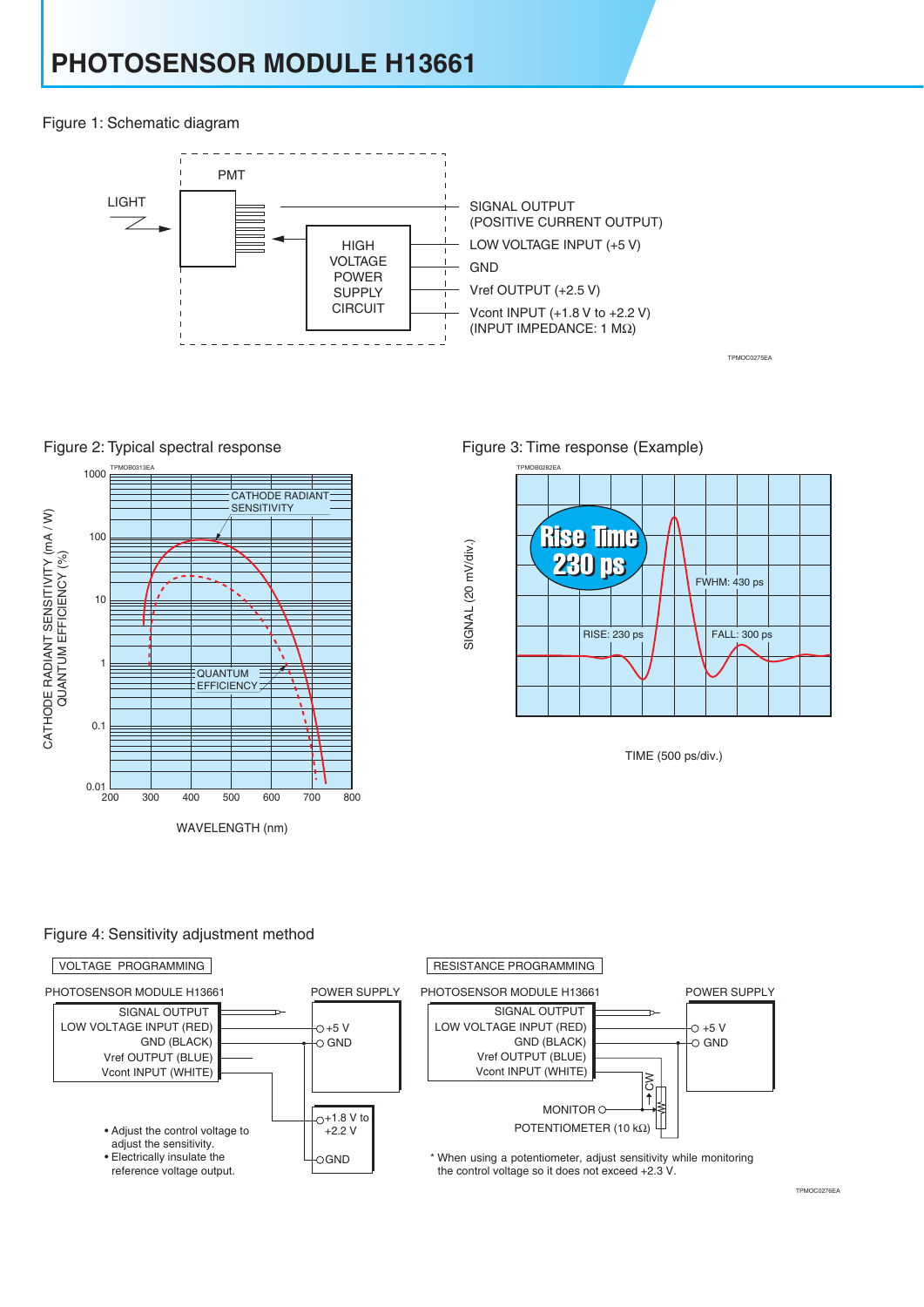# PHOTOSENSOR MODULE H13661

Figure 1: Schematic diagram

LIGHT

PMT

HIGH VOLTAGE POWER SUPPLY CIRCUIT

SIGNAL OUTPUT (POSITIVE CURRENT OUTPUT)

LOW VOLTAGE INPUT (+5 V)

GND

Vref OUTPUT (+2.5 V)

Vcont INPUT (+1.8 V to +2.2 V) (INPUT IMPEDANCE: 1 MΩ)

TPMOC0275EA

Figure 2: Typical spectral response

TPMOB0313EA

CATHODE RADIANT SENSITIVITY (mA / W)
QUANTUM EFFICIENCY (%)

CATHODE RADIANT SENSITIVITY

QUANTUM EFFICIENCY

WAVELENGTH (nm)

Figure 3: Time response (Example)

TPMOB0282EA

Rise Time 230 ps

SIGNAL (20 mV/div.)

FWHM: 430 ps

RISE: 230 ps

FALL: 300 ps

TIME (500 ps/div.)

Figure 4: Sensitivity adjustment method

VOLTAGE PROGRAMMING

PHOTOSENSOR MODULE H13661 — POWER SUPPLY

SIGNAL OUTPUT
LOW VOLTAGE INPUT (RED) — +5 V
GND (BLACK) — GND
Vref OUTPUT (BLUE)
Vcont INPUT (WHITE) — +1.8 V to +2.2 V / GND

- Adjust the control voltage to adjust the sensitivity.
- Electrically insulate the reference voltage output.

RESISTANCE PROGRAMMING

PHOTOSENSOR MODULE H13661 — POWER SUPPLY

SIGNAL OUTPUT
LOW VOLTAGE INPUT (RED) — +5 V
GND (BLACK) — GND
Vref OUTPUT (BLUE)
Vcont INPUT (WHITE)

CW

MONITOR

POTENTIOMETER (10 kΩ)

* When using a potentiometer, adjust sensitivity while monitoring the control voltage so it does not exceed +2.3 V.

TPMOC0276EA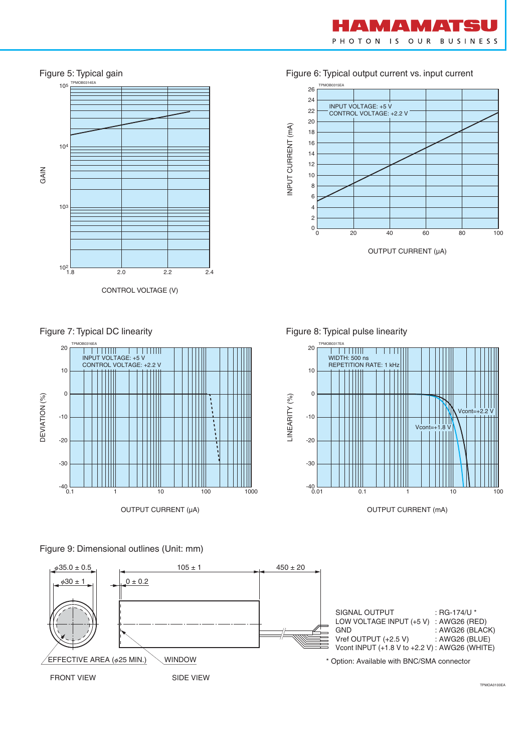Figure 5: Typical gain

Figure 6: Typical output current vs. input current

Figure 7: Typical DC linearity

Figure 8: Typical pulse linearity

Figure 9: Dimensional outlines (Unit: mm)

| | |
|---|---|
| SIGNAL OUTPUT | : RG-174/U * |
| LOW VOLTAGE INPUT (+5 V) | : AWG26 (RED) |
| GND | : AWG26 (BLACK) |
| Vref OUTPUT (+2.5 V) | : AWG26 (BLUE) |
| Vcont INPUT (+1.8 V to +2.2 V) | : AWG26 (WHITE) |

* Option: Available with BNC/SMA connector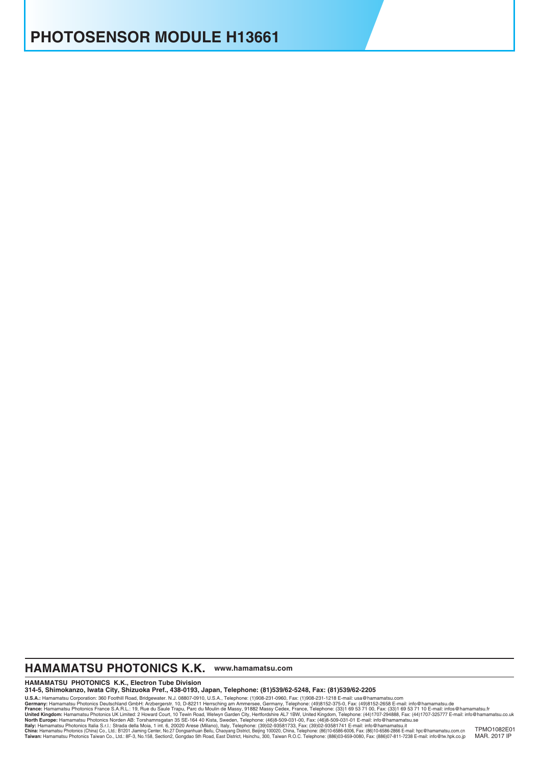# PHOTOSENSOR MODULE H13661

## HAMAMATSU PHOTONICS K.K. www.hamamatsu.com

**HAMAMATSU PHOTONICS K.K., Electron Tube Division**
**314-5, Shimokanzo, Iwata City, Shizuoka Pref., 438-0193, Japan, Telephone: (81)539/62-5248, Fax: (81)539/62-2205**

**U.S.A.:** Hamamatsu Corporation: 360 Foothill Road, Bridgewater. N.J. 08807-0910, U.S.A., Telephone: (1)908-231-0960, Fax: (1)908-231-1218 E-mail: usa@hamamatsu.com
**Germany:** Hamamatsu Photonics Deutschland GmbH: Arzbergerstr. 10, D-82211 Herrsching am Ammersee, Germany, Telephone: (49)8152-375-0, Fax: (49)8152-2658 E-mail: info@hamamatsu.de
**France:** Hamamatsu Photonics France S.A.R.L.: 19, Rue du Saule Trapu, Parc du Moulin de Massy, 91882 Massy Cedex, France, Telephone: (33)1 69 53 71 00, Fax: (33)1 69 53 71 10 E-mail: infos@hamamatsu.fr
**United Kingdom:** Hamamatsu Photonics UK Limited: 2 Howard Court, 10 Tewin Road, Welwyn Garden City, Hertfordshire AL7 1BW, United Kingdom, Telephone: (44)1707-294888, Fax: (44)1707-325777 E-mail: info@hamamatsu.co.uk
**North Europe:** Hamamatsu Photonics Norden AB: Torshamnsgatan 35 SE-164 40 Kista, Sweden, Telephone: (46)8-509-031-00, Fax: (46)8-509-031-01 E-mail: info@hamamatsu.se
**Italy:** Hamamatsu Photonics Italia S.r.l.: Strada della Moia, 1 int. 6, 20020 Arese (Milano), Italy, Telephone: (39)02-93581733, Fax: (39)02-93581741 E-mail: info@hamamatsu.it
**China:** Hamamatsu Photonics (China) Co., Ltd.: B1201 Jiaming Center, No.27 Dongsanhuan Beilu, Chaoyang District, Beijing 100020, China, Telephone: (86)10-6586-6006, Fax: (86)10-6586-2866 E-mail: hpc@hamamatsu.com.cn
**Taiwan:** Hamamatsu Photonics Taiwan Co., Ltd.: 8F-3, No.158, Section2, Gongdao 5th Road, East District, Hsinchu, 300, Taiwan R.O.C. Telephone: (886)03-659-0080, Fax: (886)07-811-7238 E-mail: info@tw.hpk.co.jp

TPMO1082E01
MAR. 2017 IP